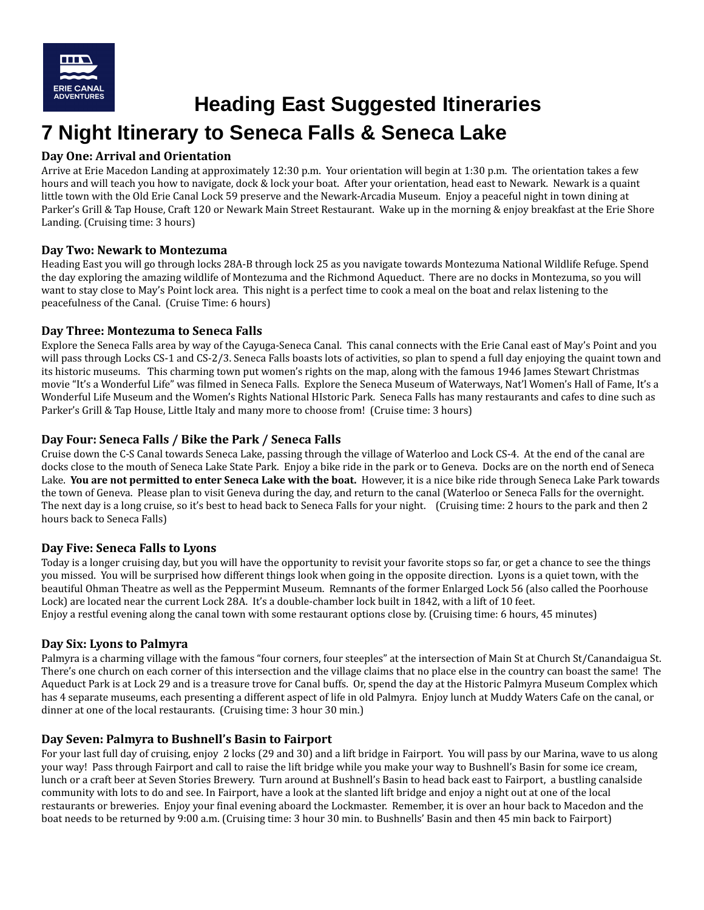ERIE CANAL ADVENTURES

# Heading East Suggested Itineraries

# 7 Night Itinerary to Seneca Falls & Seneca Lake

### Day One: Arrival and Orientation

Arrive at Erie Macedon Landing at approximately 12:30 p.m. Your orientation will begin at 1:30 p.m. The orientation takes a few hours and will teach you how to navigate, dock & lock your boat. After your orientation, head east to Newark. Newark is a quaint little town with the Old Erie Canal Lock 59 preserve and the Newark-Arcadia Museum. Enjoy a peaceful night in town dining at Parker's Grill & Tap House, Craft 120 or Newark Main Street Restaurant. Wake up in the morning & enjoy breakfast at the Erie Shore Landing. (Cruising time: 3 hours)

### Day Two: Newark to Montezuma

Heading East you will go through locks 28A-B through lock 25 as you navigate towards Montezuma National Wildlife Refuge. Spend the day exploring the amazing wildlife of Montezuma and the Richmond Aqueduct. There are no docks in Montezuma, so you will want to stay close to May's Point lock area. This night is a perfect time to cook a meal on the boat and relax listening to the peacefulness of the Canal. (Cruise Time: 6 hours)

### Day Three: Montezuma to Seneca Falls

Explore the Seneca Falls area by way of the Cayuga-Seneca Canal. This canal connects with the Erie Canal east of May's Point and you will pass through Locks CS-1 and CS-2/3. Seneca Falls boasts lots of activities, so plan to spend a full day enjoying the quaint town and its historic museums. This charming town put women's rights on the map, along with the famous 1946 James Stewart Christmas movie "It's a Wonderful Life" was filmed in Seneca Falls. Explore the Seneca Museum of Waterways, Nat'l Women's Hall of Fame, It's a Wonderful Life Museum and the Women's Rights National HIstoric Park. Seneca Falls has many restaurants and cafes to dine such as Parker's Grill & Tap House, Little Italy and many more to choose from! (Cruise time: 3 hours)

### Day Four: Seneca Falls / Bike the Park / Seneca Falls

Cruise down the C-S Canal towards Seneca Lake, passing through the village of Waterloo and Lock CS-4. At the end of the canal are docks close to the mouth of Seneca Lake State Park. Enjoy a bike ride in the park or to Geneva. Docks are on the north end of Seneca Lake. **You are not permitted to enter Seneca Lake with the boat.** However, it is a nice bike ride through Seneca Lake Park towards the town of Geneva. Please plan to visit Geneva during the day, and return to the canal (Waterloo or Seneca Falls for the overnight. The next day is a long cruise, so it's best to head back to Seneca Falls for your night. (Cruising time: 2 hours to the park and then 2 hours back to Seneca Falls)

### Day Five: Seneca Falls to Lyons

Today is a longer cruising day, but you will have the opportunity to revisit your favorite stops so far, or get a chance to see the things you missed. You will be surprised how different things look when going in the opposite direction. Lyons is a quiet town, with the beautiful Ohman Theatre as well as the Peppermint Museum. Remnants of the former Enlarged Lock 56 (also called the Poorhouse Lock) are located near the current Lock 28A. It's a double-chamber lock built in 1842, with a lift of 10 feet.
Enjoy a restful evening along the canal town with some restaurant options close by. (Cruising time: 6 hours, 45 minutes)

### Day Six: Lyons to Palmyra

Palmyra is a charming village with the famous "four corners, four steeples" at the intersection of Main St at Church St/Canandaigua St. There's one church on each corner of this intersection and the village claims that no place else in the country can boast the same! The Aqueduct Park is at Lock 29 and is a treasure trove for Canal buffs. Or, spend the day at the Historic Palmyra Museum Complex which has 4 separate museums, each presenting a different aspect of life in old Palmyra. Enjoy lunch at Muddy Waters Cafe on the canal, or dinner at one of the local restaurants. (Cruising time: 3 hour 30 min.)

### Day Seven: Palmyra to Bushnell's Basin to Fairport

For your last full day of cruising, enjoy 2 locks (29 and 30) and a lift bridge in Fairport. You will pass by our Marina, wave to us along your way! Pass through Fairport and call to raise the lift bridge while you make your way to Bushnell's Basin for some ice cream, lunch or a craft beer at Seven Stories Brewery. Turn around at Bushnell's Basin to head back east to Fairport, a bustling canalside community with lots to do and see. In Fairport, have a look at the slanted lift bridge and enjoy a night out at one of the local restaurants or breweries. Enjoy your final evening aboard the Lockmaster. Remember, it is over an hour back to Macedon and the boat needs to be returned by 9:00 a.m. (Cruising time: 3 hour 30 min. to Bushnells' Basin and then 45 min back to Fairport)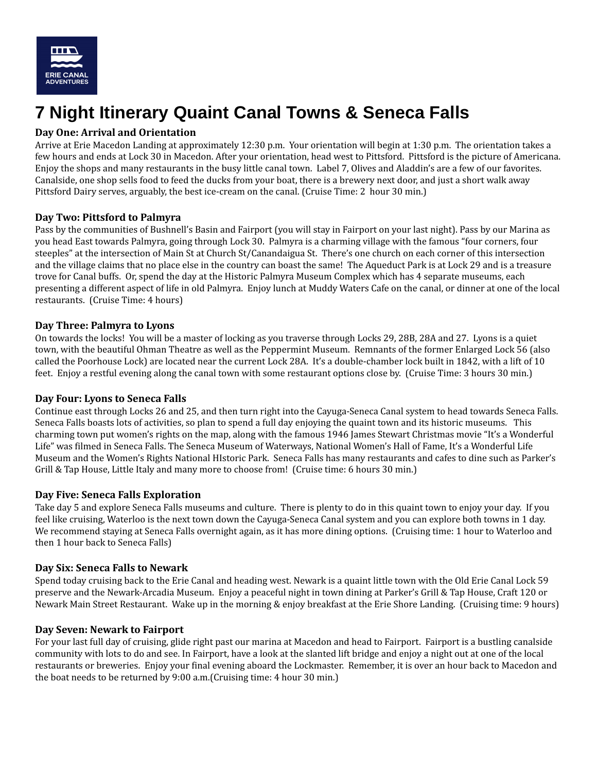ERIE CANAL ADVENTURES

# 7 Night Itinerary Quaint Canal Towns & Seneca Falls

### Day One: Arrival and Orientation

Arrive at Erie Macedon Landing at approximately 12:30 p.m. Your orientation will begin at 1:30 p.m. The orientation takes a few hours and ends at Lock 30 in Macedon. After your orientation, head west to Pittsford. Pittsford is the picture of Americana. Enjoy the shops and many restaurants in the busy little canal town. Label 7, Olives and Aladdin's are a few of our favorites. Canalside, one shop sells food to feed the ducks from your boat, there is a brewery next door, and just a short walk away Pittsford Dairy serves, arguably, the best ice-cream on the canal. (Cruise Time: 2 hour 30 min.)

### Day Two: Pittsford to Palmyra

Pass by the communities of Bushnell's Basin and Fairport (you will stay in Fairport on your last night). Pass by our Marina as you head East towards Palmyra, going through Lock 30. Palmyra is a charming village with the famous "four corners, four steeples" at the intersection of Main St at Church St/Canandaigua St. There's one church on each corner of this intersection and the village claims that no place else in the country can boast the same! The Aqueduct Park is at Lock 29 and is a treasure trove for Canal buffs. Or, spend the day at the Historic Palmyra Museum Complex which has 4 separate museums, each presenting a different aspect of life in old Palmyra. Enjoy lunch at Muddy Waters Cafe on the canal, or dinner at one of the local restaurants. (Cruise Time: 4 hours)

### Day Three: Palmyra to Lyons

On towards the locks! You will be a master of locking as you traverse through Locks 29, 28B, 28A and 27. Lyons is a quiet town, with the beautiful Ohman Theatre as well as the Peppermint Museum. Remnants of the former Enlarged Lock 56 (also called the Poorhouse Lock) are located near the current Lock 28A. It's a double-chamber lock built in 1842, with a lift of 10 feet. Enjoy a restful evening along the canal town with some restaurant options close by. (Cruise Time: 3 hours 30 min.)

### Day Four: Lyons to Seneca Falls

Continue east through Locks 26 and 25, and then turn right into the Cayuga-Seneca Canal system to head towards Seneca Falls. Seneca Falls boasts lots of activities, so plan to spend a full day enjoying the quaint town and its historic museums. This charming town put women's rights on the map, along with the famous 1946 James Stewart Christmas movie "It's a Wonderful Life" was filmed in Seneca Falls. The Seneca Museum of Waterways, National Women's Hall of Fame, It's a Wonderful Life Museum and the Women's Rights National HIstoric Park. Seneca Falls has many restaurants and cafes to dine such as Parker's Grill & Tap House, Little Italy and many more to choose from! (Cruise time: 6 hours 30 min.)

### Day Five: Seneca Falls Exploration

Take day 5 and explore Seneca Falls museums and culture. There is plenty to do in this quaint town to enjoy your day. If you feel like cruising, Waterloo is the next town down the Cayuga-Seneca Canal system and you can explore both towns in 1 day. We recommend staying at Seneca Falls overnight again, as it has more dining options. (Cruising time: 1 hour to Waterloo and then 1 hour back to Seneca Falls)

### Day Six: Seneca Falls to Newark

Spend today cruising back to the Erie Canal and heading west. Newark is a quaint little town with the Old Erie Canal Lock 59 preserve and the Newark-Arcadia Museum. Enjoy a peaceful night in town dining at Parker's Grill & Tap House, Craft 120 or Newark Main Street Restaurant. Wake up in the morning & enjoy breakfast at the Erie Shore Landing. (Cruising time: 9 hours)

### Day Seven: Newark to Fairport

For your last full day of cruising, glide right past our marina at Macedon and head to Fairport. Fairport is a bustling canalside community with lots to do and see. In Fairport, have a look at the slanted lift bridge and enjoy a night out at one of the local restaurants or breweries. Enjoy your final evening aboard the Lockmaster. Remember, it is over an hour back to Macedon and the boat needs to be returned by 9:00 a.m.(Cruising time: 4 hour 30 min.)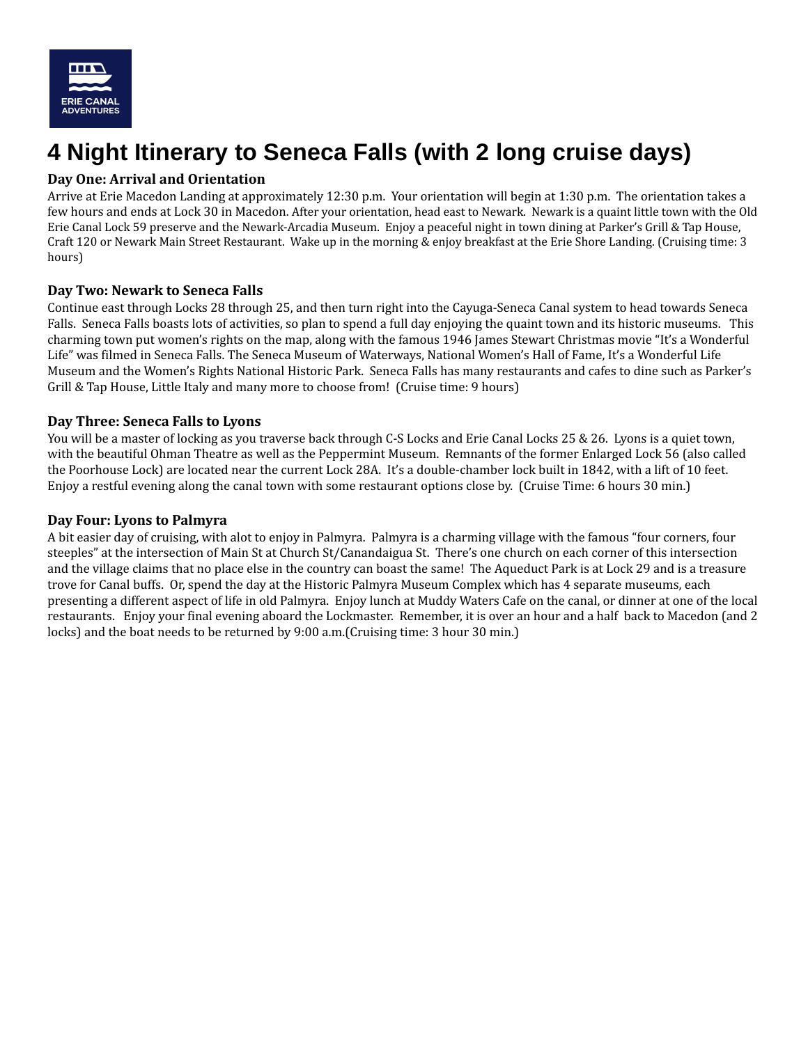# 4 Night Itinerary to Seneca Falls (with 2 long cruise days)

### Day One: Arrival and Orientation

Arrive at Erie Macedon Landing at approximately 12:30 p.m. Your orientation will begin at 1:30 p.m. The orientation takes a few hours and ends at Lock 30 in Macedon. After your orientation, head east to Newark. Newark is a quaint little town with the Old Erie Canal Lock 59 preserve and the Newark-Arcadia Museum. Enjoy a peaceful night in town dining at Parker's Grill & Tap House, Craft 120 or Newark Main Street Restaurant. Wake up in the morning & enjoy breakfast at the Erie Shore Landing. (Cruising time: 3 hours)

### Day Two: Newark to Seneca Falls

Continue east through Locks 28 through 25, and then turn right into the Cayuga-Seneca Canal system to head towards Seneca Falls. Seneca Falls boasts lots of activities, so plan to spend a full day enjoying the quaint town and its historic museums. This charming town put women's rights on the map, along with the famous 1946 James Stewart Christmas movie "It's a Wonderful Life" was filmed in Seneca Falls. The Seneca Museum of Waterways, National Women's Hall of Fame, It's a Wonderful Life Museum and the Women's Rights National Historic Park. Seneca Falls has many restaurants and cafes to dine such as Parker's Grill & Tap House, Little Italy and many more to choose from! (Cruise time: 9 hours)

### Day Three: Seneca Falls to Lyons

You will be a master of locking as you traverse back through C-S Locks and Erie Canal Locks 25 & 26. Lyons is a quiet town, with the beautiful Ohman Theatre as well as the Peppermint Museum. Remnants of the former Enlarged Lock 56 (also called the Poorhouse Lock) are located near the current Lock 28A. It's a double-chamber lock built in 1842, with a lift of 10 feet. Enjoy a restful evening along the canal town with some restaurant options close by. (Cruise Time: 6 hours 30 min.)

### Day Four: Lyons to Palmyra

A bit easier day of cruising, with alot to enjoy in Palmyra. Palmyra is a charming village with the famous "four corners, four steeples" at the intersection of Main St at Church St/Canandaigua St. There's one church on each corner of this intersection and the village claims that no place else in the country can boast the same! The Aqueduct Park is at Lock 29 and is a treasure trove for Canal buffs. Or, spend the day at the Historic Palmyra Museum Complex which has 4 separate museums, each presenting a different aspect of life in old Palmyra. Enjoy lunch at Muddy Waters Cafe on the canal, or dinner at one of the local restaurants. Enjoy your final evening aboard the Lockmaster. Remember, it is over an hour and a half back to Macedon (and 2 locks) and the boat needs to be returned by 9:00 a.m.(Cruising time: 3 hour 30 min.)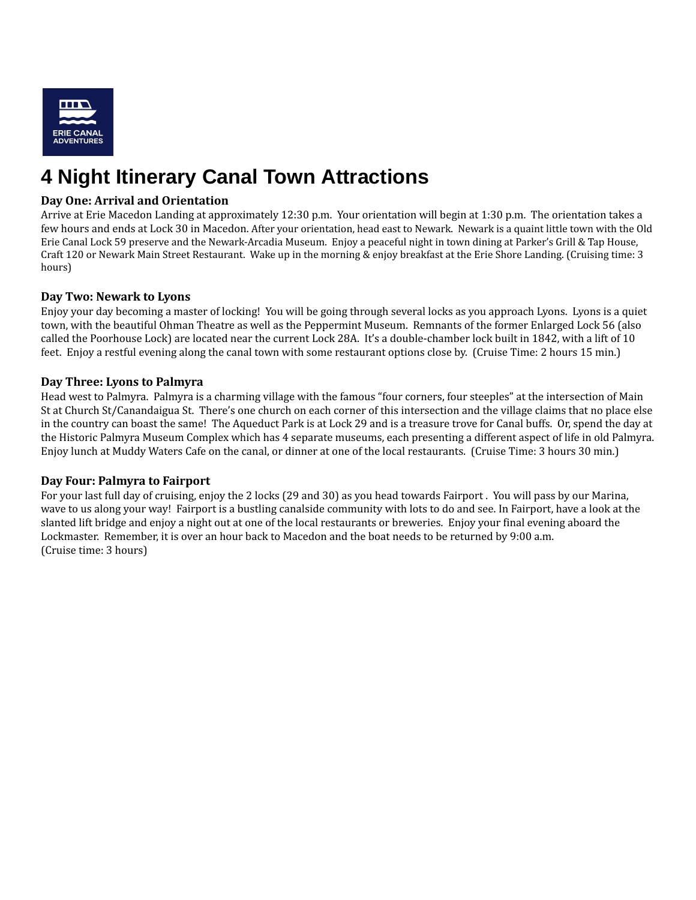# 4 Night Itinerary Canal Town Attractions

**Day One: Arrival and Orientation**

Arrive at Erie Macedon Landing at approximately 12:30 p.m. Your orientation will begin at 1:30 p.m. The orientation takes a few hours and ends at Lock 30 in Macedon. After your orientation, head east to Newark. Newark is a quaint little town with the Old Erie Canal Lock 59 preserve and the Newark-Arcadia Museum. Enjoy a peaceful night in town dining at Parker's Grill & Tap House, Craft 120 or Newark Main Street Restaurant. Wake up in the morning & enjoy breakfast at the Erie Shore Landing. (Cruising time: 3 hours)

**Day Two: Newark to Lyons**

Enjoy your day becoming a master of locking! You will be going through several locks as you approach Lyons. Lyons is a quiet town, with the beautiful Ohman Theatre as well as the Peppermint Museum. Remnants of the former Enlarged Lock 56 (also called the Poorhouse Lock) are located near the current Lock 28A. It's a double-chamber lock built in 1842, with a lift of 10 feet. Enjoy a restful evening along the canal town with some restaurant options close by. (Cruise Time: 2 hours 15 min.)

**Day Three: Lyons to Palmyra**

Head west to Palmyra. Palmyra is a charming village with the famous "four corners, four steeples" at the intersection of Main St at Church St/Canandaigua St. There's one church on each corner of this intersection and the village claims that no place else in the country can boast the same! The Aqueduct Park is at Lock 29 and is a treasure trove for Canal buffs. Or, spend the day at the Historic Palmyra Museum Complex which has 4 separate museums, each presenting a different aspect of life in old Palmyra. Enjoy lunch at Muddy Waters Cafe on the canal, or dinner at one of the local restaurants. (Cruise Time: 3 hours 30 min.)

**Day Four: Palmyra to Fairport**

For your last full day of cruising, enjoy the 2 locks (29 and 30) as you head towards Fairport . You will pass by our Marina, wave to us along your way! Fairport is a bustling canalside community with lots to do and see. In Fairport, have a look at the slanted lift bridge and enjoy a night out at one of the local restaurants or breweries. Enjoy your final evening aboard the Lockmaster. Remember, it is over an hour back to Macedon and the boat needs to be returned by 9:00 a.m.
(Cruise time: 3 hours)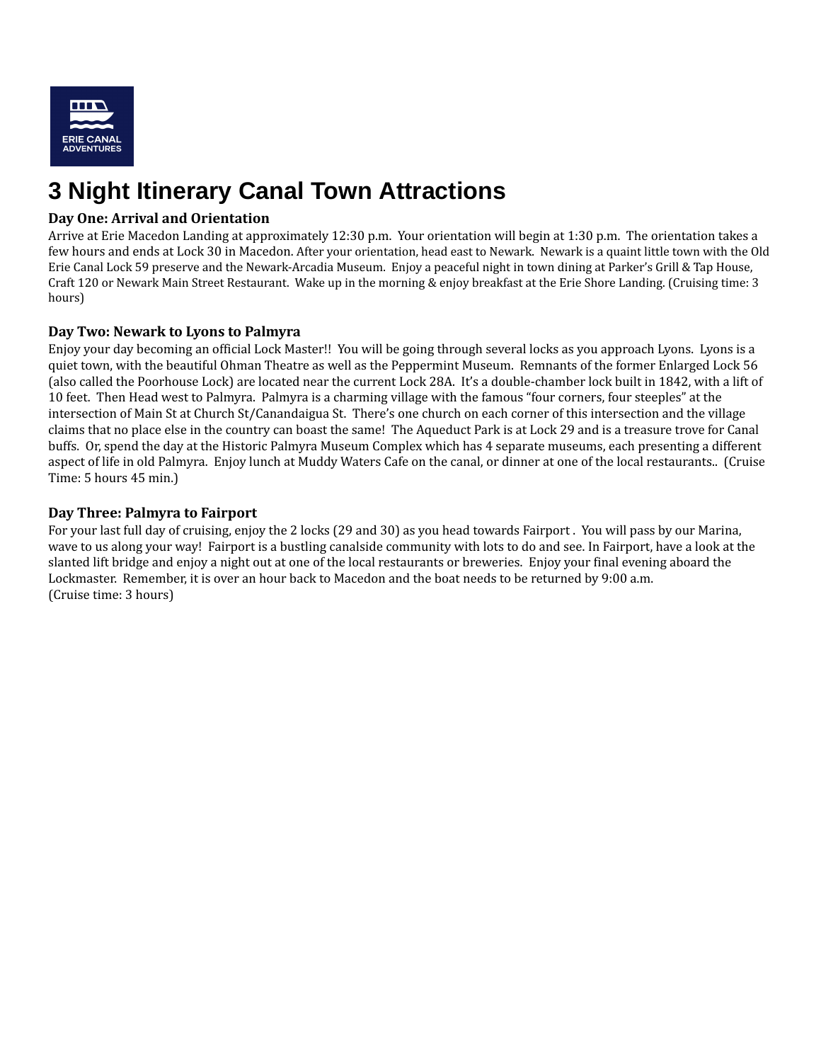ERIE CANAL ADVENTURES

# 3 Night Itinerary Canal Town Attractions

**Day One: Arrival and Orientation**

Arrive at Erie Macedon Landing at approximately 12:30 p.m. Your orientation will begin at 1:30 p.m. The orientation takes a few hours and ends at Lock 30 in Macedon. After your orientation, head east to Newark. Newark is a quaint little town with the Old Erie Canal Lock 59 preserve and the Newark-Arcadia Museum. Enjoy a peaceful night in town dining at Parker's Grill & Tap House, Craft 120 or Newark Main Street Restaurant. Wake up in the morning & enjoy breakfast at the Erie Shore Landing. (Cruising time: 3 hours)

**Day Two: Newark to Lyons to Palmyra**

Enjoy your day becoming an official Lock Master!! You will be going through several locks as you approach Lyons. Lyons is a quiet town, with the beautiful Ohman Theatre as well as the Peppermint Museum. Remnants of the former Enlarged Lock 56 (also called the Poorhouse Lock) are located near the current Lock 28A. It's a double-chamber lock built in 1842, with a lift of 10 feet. Then Head west to Palmyra. Palmyra is a charming village with the famous "four corners, four steeples" at the intersection of Main St at Church St/Canandaigua St. There's one church on each corner of this intersection and the village claims that no place else in the country can boast the same! The Aqueduct Park is at Lock 29 and is a treasure trove for Canal buffs. Or, spend the day at the Historic Palmyra Museum Complex which has 4 separate museums, each presenting a different aspect of life in old Palmyra. Enjoy lunch at Muddy Waters Cafe on the canal, or dinner at one of the local restaurants.. (Cruise Time: 5 hours 45 min.)

**Day Three: Palmyra to Fairport**

For your last full day of cruising, enjoy the 2 locks (29 and 30) as you head towards Fairport . You will pass by our Marina, wave to us along your way! Fairport is a bustling canalside community with lots to do and see. In Fairport, have a look at the slanted lift bridge and enjoy a night out at one of the local restaurants or breweries. Enjoy your final evening aboard the Lockmaster. Remember, it is over an hour back to Macedon and the boat needs to be returned by 9:00 a.m.
(Cruise time: 3 hours)